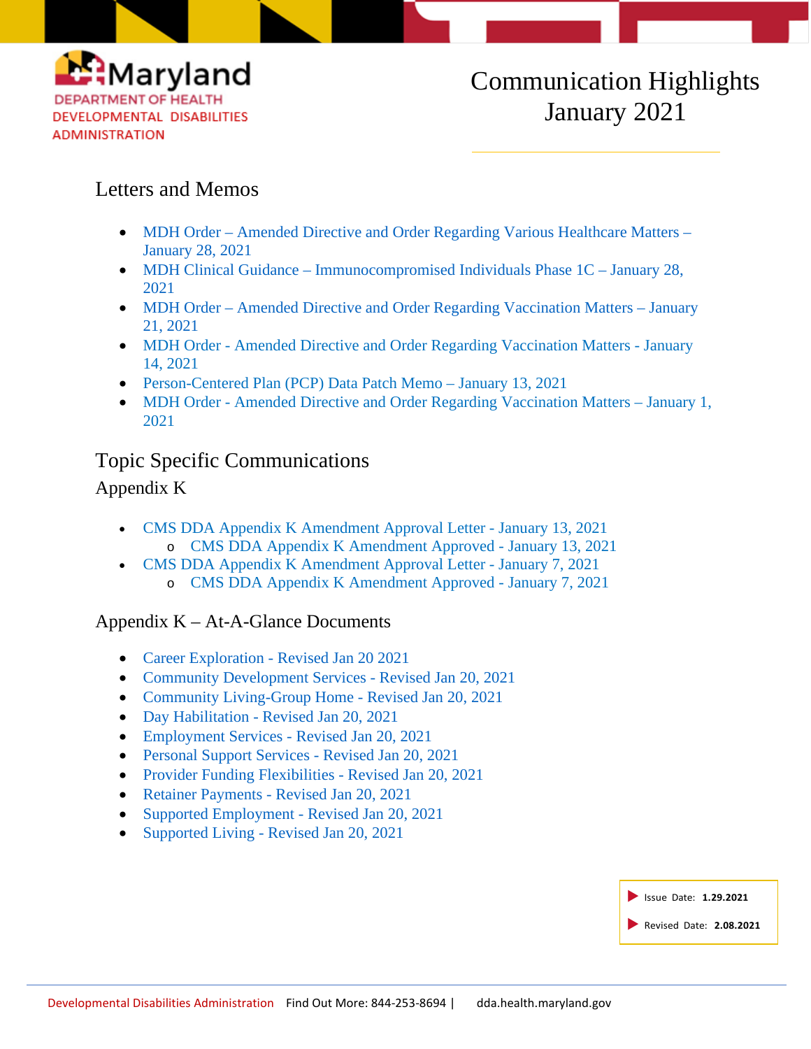Maryland
DEPARTMENT OF HEALTH
DEVELOPMENTAL DISABILITIES ADMINISTRATION

# Communication Highlights January 2021

## Letters and Memos

- MDH Order – Amended Directive and Order Regarding Various Healthcare Matters – January 28, 2021
- MDH Clinical Guidance – Immunocompromised Individuals Phase 1C – January 28, 2021
- MDH Order – Amended Directive and Order Regarding Vaccination Matters – January 21, 2021
- MDH Order - Amended Directive and Order Regarding Vaccination Matters - January 14, 2021
- Person-Centered Plan (PCP) Data Patch Memo – January 13, 2021
- MDH Order - Amended Directive and Order Regarding Vaccination Matters – January 1, 2021

## Topic Specific Communications

### Appendix K

- CMS DDA Appendix K Amendment Approval Letter - January 13, 2021
    - CMS DDA Appendix K Amendment Approved - January 13, 2021
- CMS DDA Appendix K Amendment Approval Letter - January 7, 2021
    - CMS DDA Appendix K Amendment Approved - January 7, 2021

### Appendix K – At-A-Glance Documents

- Career Exploration - Revised Jan 20 2021
- Community Development Services - Revised Jan 20, 2021
- Community Living-Group Home - Revised Jan 20, 2021
- Day Habilitation - Revised Jan 20, 2021
- Employment Services - Revised Jan 20, 2021
- Personal Support Services - Revised Jan 20, 2021
- Provider Funding Flexibilities - Revised Jan 20, 2021
- Retainer Payments - Revised Jan 20, 2021
- Supported Employment - Revised Jan 20, 2021
- Supported Living - Revised Jan 20, 2021

Issue Date: **1.29.2021**

Revised Date: **2.08.2021**

Developmental Disabilities Administration Find Out More: 844-253-8694 | dda.health.maryland.gov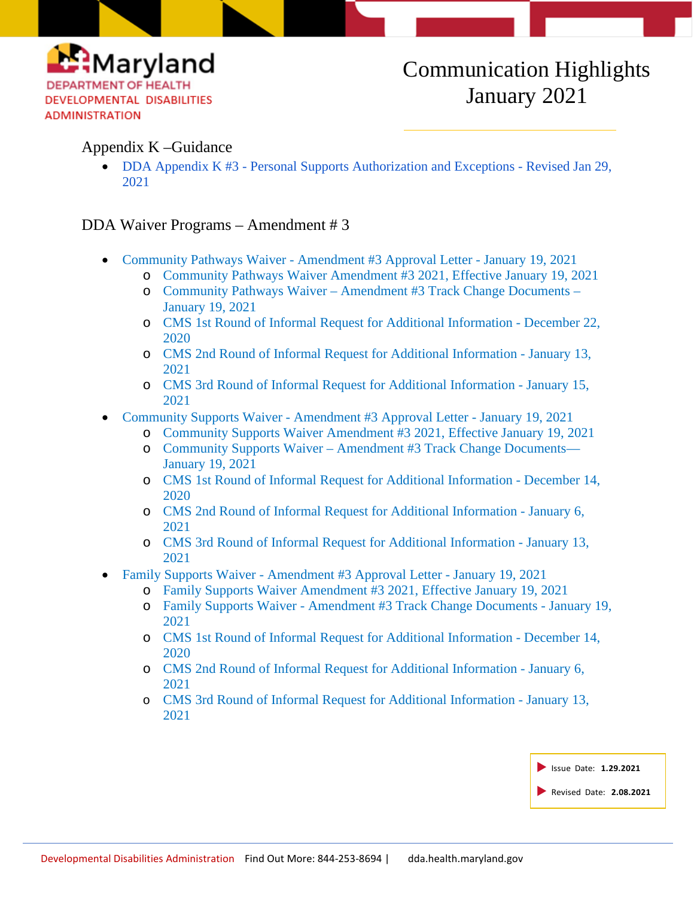# Communication Highlights January 2021

## Appendix K –Guidance

- DDA Appendix K #3 - Personal Supports Authorization and Exceptions - Revised Jan 29, 2021

## DDA Waiver Programs – Amendment # 3

- Community Pathways Waiver - Amendment #3 Approval Letter - January 19, 2021
  - Community Pathways Waiver Amendment #3 2021, Effective January 19, 2021
  - Community Pathways Waiver – Amendment #3 Track Change Documents – January 19, 2021
  - CMS 1st Round of Informal Request for Additional Information - December 22, 2020
  - CMS 2nd Round of Informal Request for Additional Information - January 13, 2021
  - CMS 3rd Round of Informal Request for Additional Information - January 15, 2021
- Community Supports Waiver - Amendment #3 Approval Letter - January 19, 2021
  - Community Supports Waiver Amendment #3 2021, Effective January 19, 2021
  - Community Supports Waiver – Amendment #3 Track Change Documents— January 19, 2021
  - CMS 1st Round of Informal Request for Additional Information - December 14, 2020
  - CMS 2nd Round of Informal Request for Additional Information - January 6, 2021
  - CMS 3rd Round of Informal Request for Additional Information - January 13, 2021
- Family Supports Waiver - Amendment #3 Approval Letter - January 19, 2021
  - Family Supports Waiver Amendment #3 2021, Effective January 19, 2021
  - Family Supports Waiver - Amendment #3 Track Change Documents - January 19, 2021
  - CMS 1st Round of Informal Request for Additional Information - December 14, 2020
  - CMS 2nd Round of Informal Request for Additional Information - January 6, 2021
  - CMS 3rd Round of Informal Request for Additional Information - January 13, 2021

Issue Date: **1.29.2021**

Revised Date: **2.08.2021**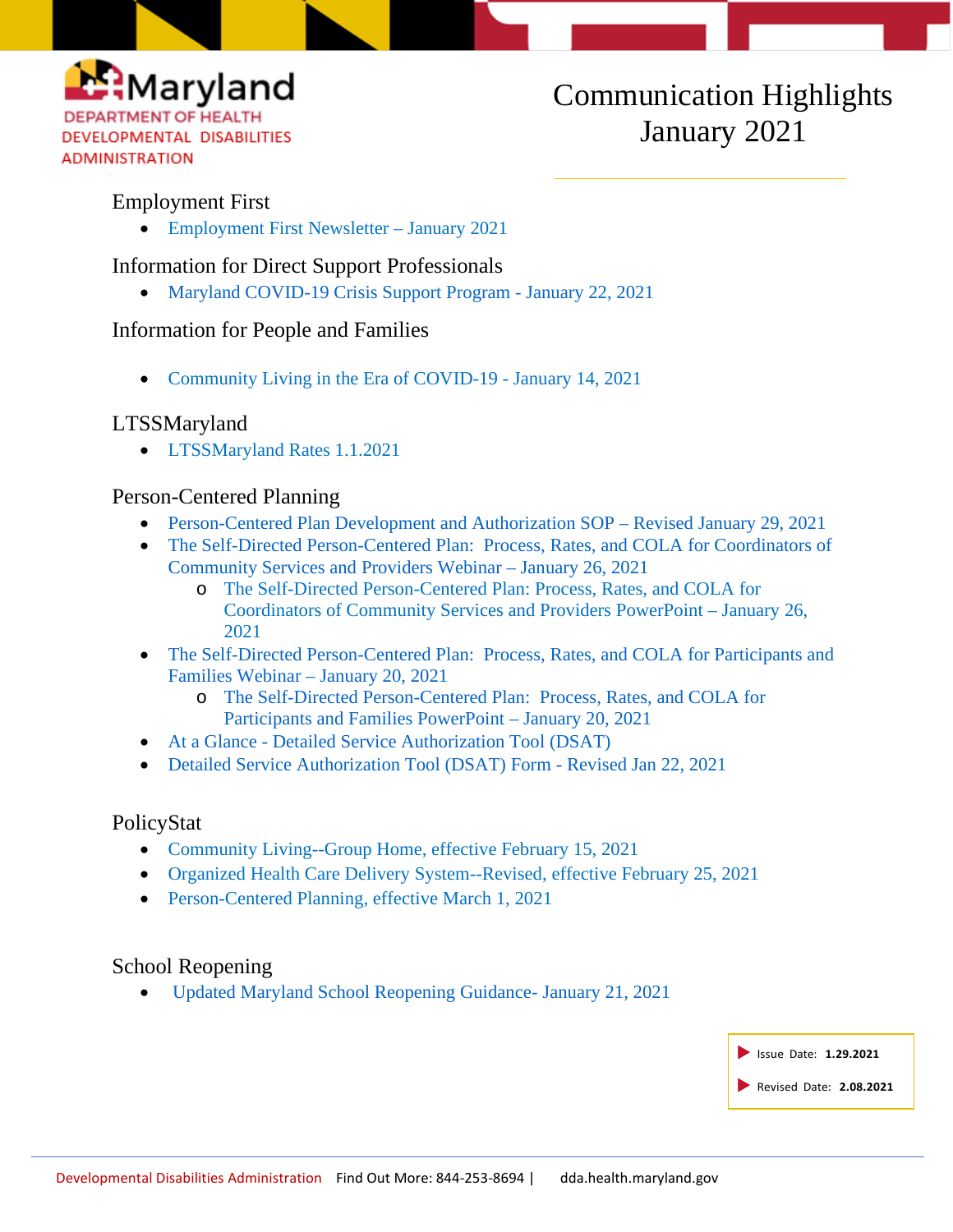Maryland
DEPARTMENT OF HEALTH
DEVELOPMENTAL DISABILITIES ADMINISTRATION

# Communication Highlights January 2021

## Employment First

- Employment First Newsletter – January 2021

## Information for Direct Support Professionals

- Maryland COVID-19 Crisis Support Program - January 22, 2021

## Information for People and Families

- Community Living in the Era of COVID-19 - January 14, 2021

## LTSSMaryland

- LTSSMaryland Rates 1.1.2021

## Person-Centered Planning

- Person-Centered Plan Development and Authorization SOP – Revised January 29, 2021
- The Self-Directed Person-Centered Plan: Process, Rates, and COLA for Coordinators of Community Services and Providers Webinar – January 26, 2021
  - The Self-Directed Person-Centered Plan: Process, Rates, and COLA for Coordinators of Community Services and Providers PowerPoint – January 26, 2021
- The Self-Directed Person-Centered Plan: Process, Rates, and COLA for Participants and Families Webinar – January 20, 2021
  - The Self-Directed Person-Centered Plan: Process, Rates, and COLA for Participants and Families PowerPoint – January 20, 2021
- At a Glance - Detailed Service Authorization Tool (DSAT)
- Detailed Service Authorization Tool (DSAT) Form - Revised Jan 22, 2021

## PolicyStat

- Community Living--Group Home, effective February 15, 2021
- Organized Health Care Delivery System--Revised, effective February 25, 2021
- Person-Centered Planning, effective March 1, 2021

## School Reopening

- Updated Maryland School Reopening Guidance- January 21, 2021

Issue Date: **1.29.2021**

Revised Date: **2.08.2021**

Developmental Disabilities Administration  Find Out More: 844-253-8694 | dda.health.maryland.gov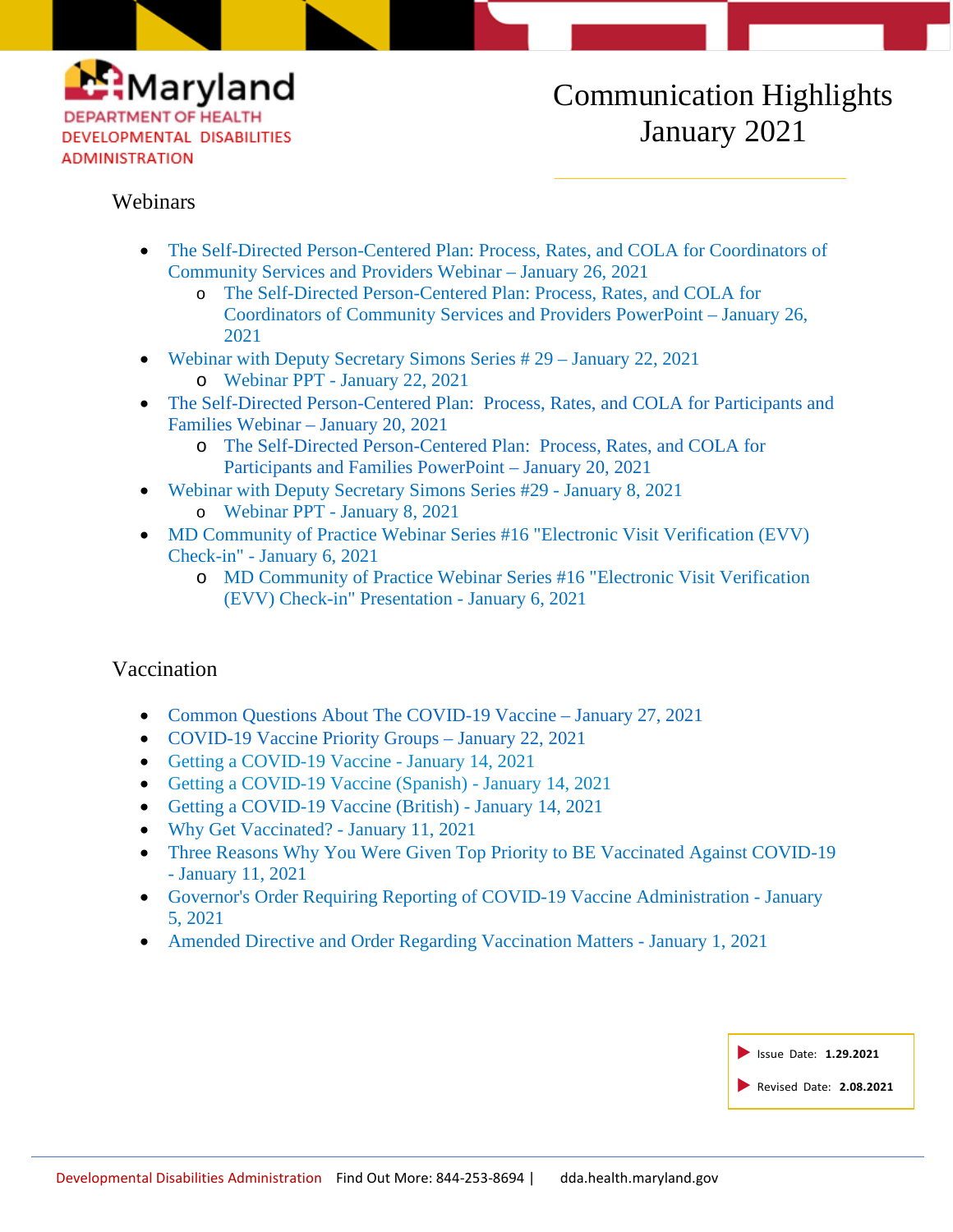Maryland
DEPARTMENT OF HEALTH
DEVELOPMENTAL DISABILITIES ADMINISTRATION

# Communication Highlights January 2021

## Webinars

- The Self-Directed Person-Centered Plan: Process, Rates, and COLA for Coordinators of Community Services and Providers Webinar – January 26, 2021
  - The Self-Directed Person-Centered Plan: Process, Rates, and COLA for Coordinators of Community Services and Providers PowerPoint – January 26, 2021
- Webinar with Deputy Secretary Simons Series # 29 – January 22, 2021
  - Webinar PPT - January 22, 2021
- The Self-Directed Person-Centered Plan: Process, Rates, and COLA for Participants and Families Webinar – January 20, 2021
  - The Self-Directed Person-Centered Plan: Process, Rates, and COLA for Participants and Families PowerPoint – January 20, 2021
- Webinar with Deputy Secretary Simons Series #29 - January 8, 2021
  - Webinar PPT - January 8, 2021
- MD Community of Practice Webinar Series #16 "Electronic Visit Verification (EVV) Check-in" - January 6, 2021
  - MD Community of Practice Webinar Series #16 "Electronic Visit Verification (EVV) Check-in" Presentation - January 6, 2021

## Vaccination

- Common Questions About The COVID-19 Vaccine – January 27, 2021
- COVID-19 Vaccine Priority Groups – January 22, 2021
- Getting a COVID-19 Vaccine - January 14, 2021
- Getting a COVID-19 Vaccine (Spanish) - January 14, 2021
- Getting a COVID-19 Vaccine (British) - January 14, 2021
- Why Get Vaccinated? - January 11, 2021
- Three Reasons Why You Were Given Top Priority to BE Vaccinated Against COVID-19 - January 11, 2021
- Governor's Order Requiring Reporting of COVID-19 Vaccine Administration - January 5, 2021
- Amended Directive and Order Regarding Vaccination Matters - January 1, 2021

Issue Date: **1.29.2021**

Revised Date: **2.08.2021**

Developmental Disabilities Administration Find Out More: 844-253-8694 | dda.health.maryland.gov